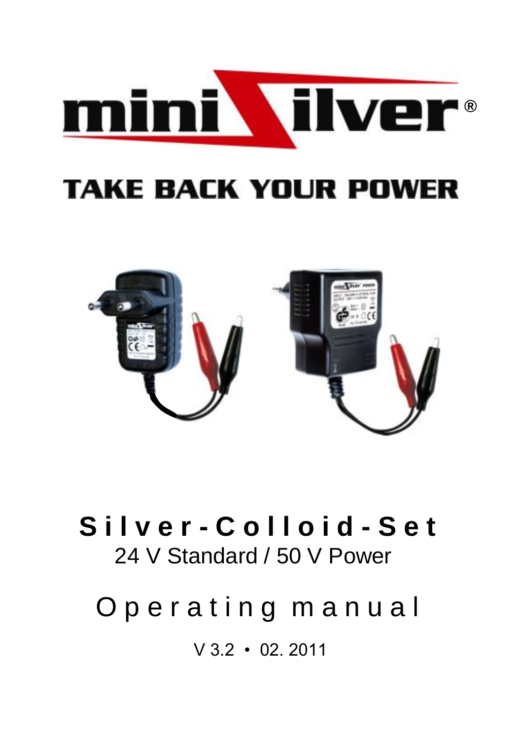# miniSilver®

## TAKE BACK YOUR POWER

# Silver-Colloid-Set

24 V Standard / 50 V Power

## Operating manual

V 3.2 • 02. 2011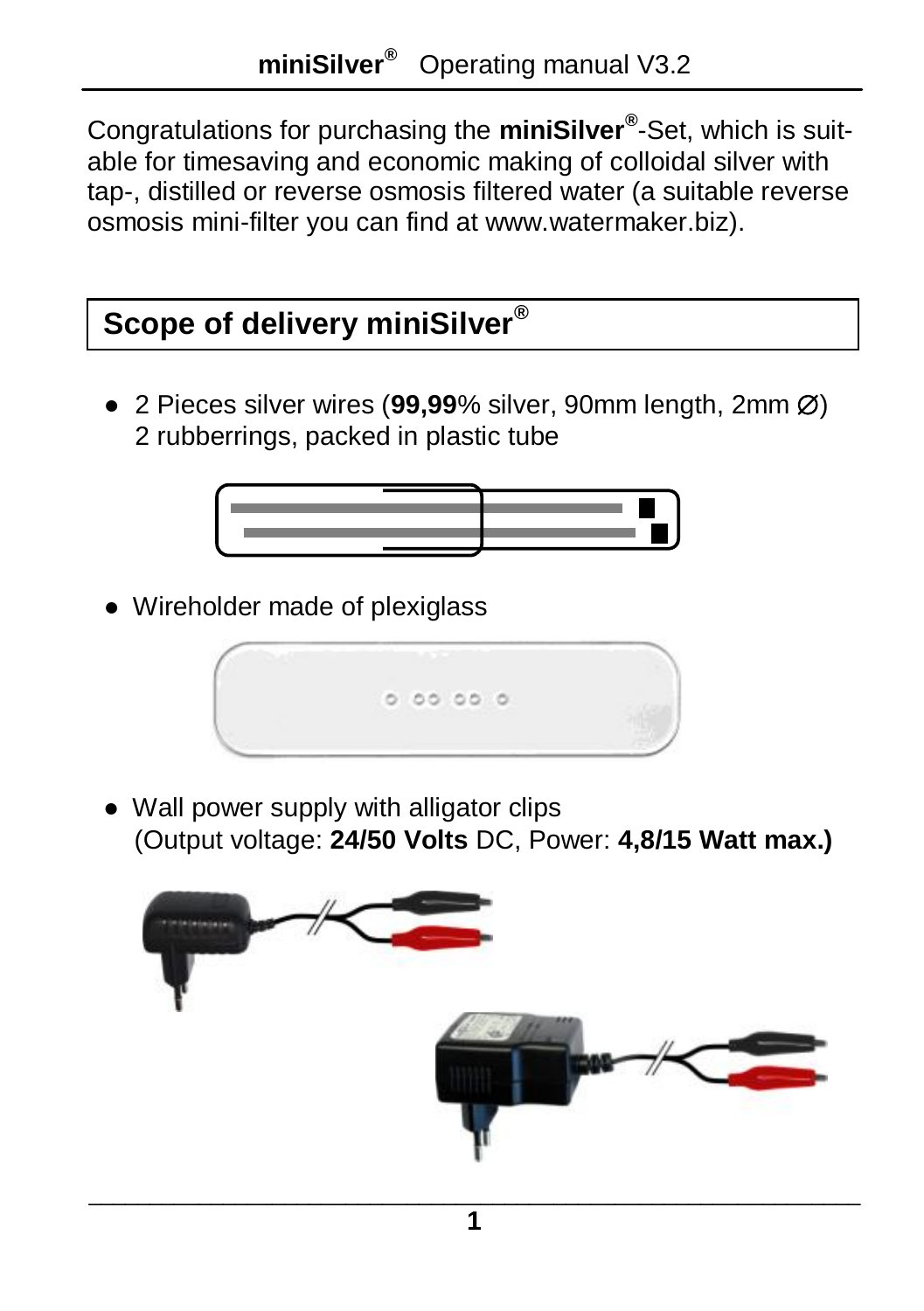Congratulations for purchasing the **miniSilver**®-Set, which is suitable for timesaving and economic making of colloidal silver with tap-, distilled or reverse osmosis filtered water (a suitable reverse osmosis mini-filter you can find at www.watermaker.biz).

## Scope of delivery miniSilver®

- 2 Pieces silver wires (**99,99**% silver, 90mm length, 2mm ∅) 2 rubberrings, packed in plastic tube

- Wireholder made of plexiglass

- Wall power supply with alligator clips (Output voltage: **24/50 Volts** DC, Power: **4,8/15 Watt max.)**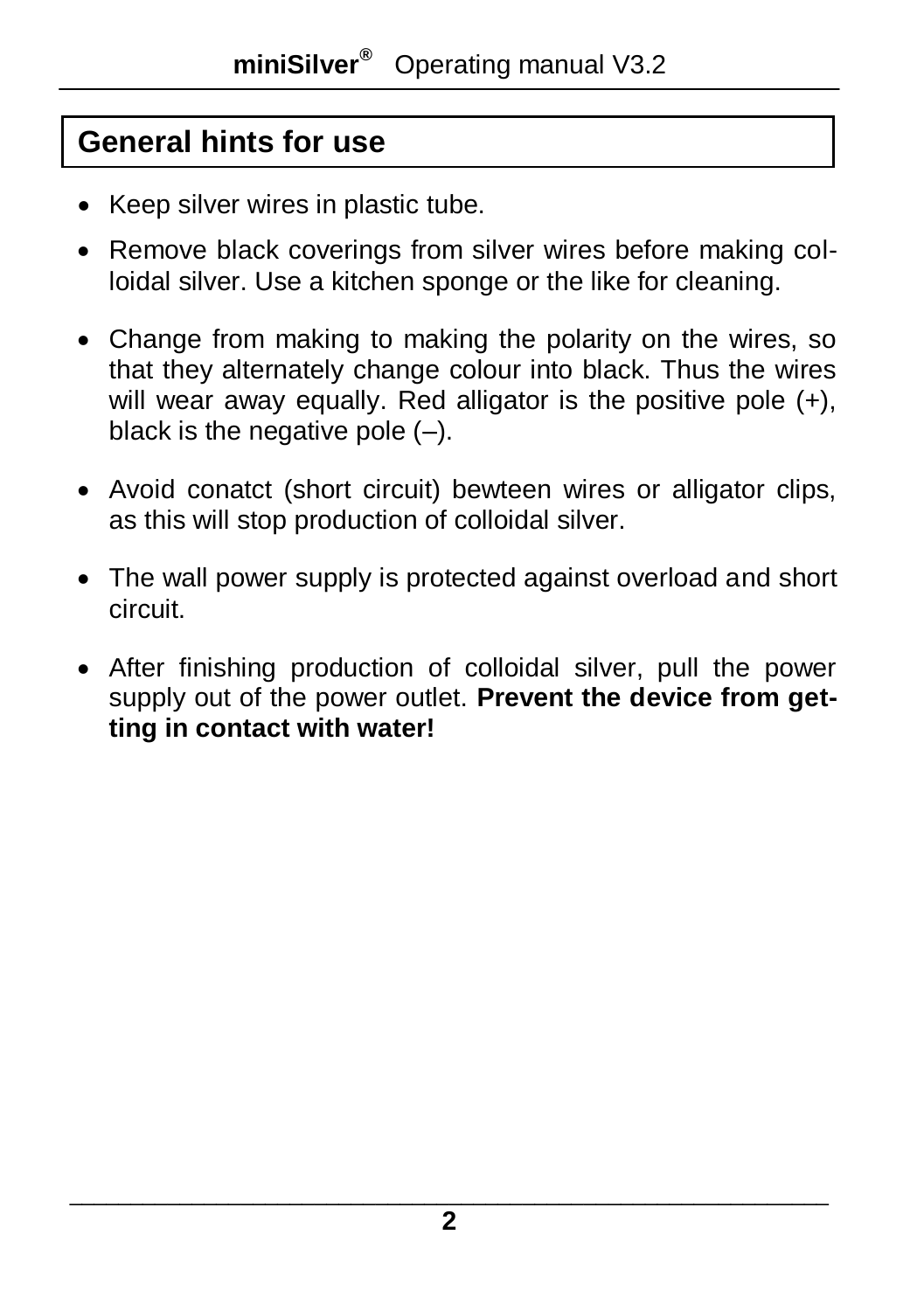## General hints for use

- Keep silver wires in plastic tube.
- Remove black coverings from silver wires before making colloidal silver. Use a kitchen sponge or the like for cleaning.
- Change from making to making the polarity on the wires, so that they alternately change colour into black. Thus the wires will wear away equally. Red alligator is the positive pole (+), black is the negative pole (–).
- Avoid conatct (short circuit) bewteen wires or alligator clips, as this will stop production of colloidal silver.
- The wall power supply is protected against overload and short circuit.
- After finishing production of colloidal silver, pull the power supply out of the power outlet. **Prevent the device from getting in contact with water!**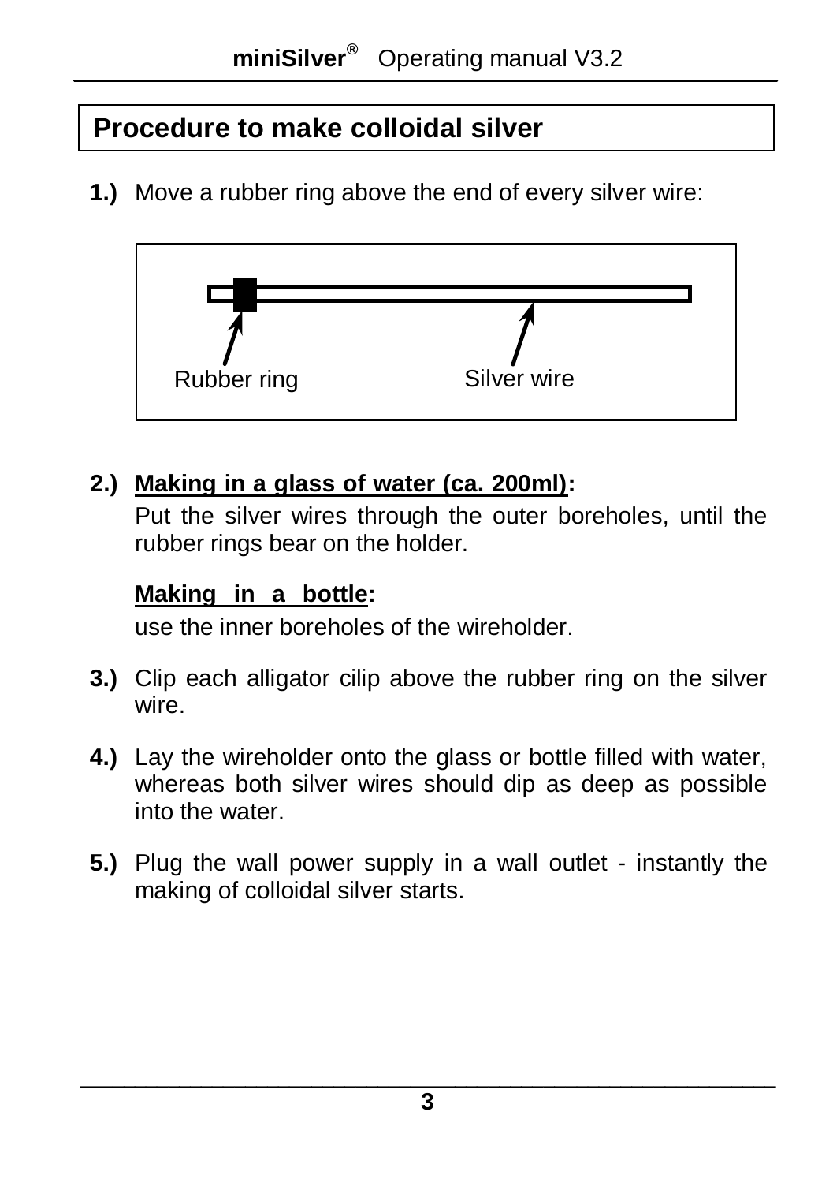## Procedure to make colloidal silver

**1.)** Move a rubber ring above the end of every silver wire:

Rubber ring Silver wire

**2.)** **Making in a glass of water (ca. 200ml):**

Put the silver wires through the outer boreholes, until the rubber rings bear on the holder.

**Making in a bottle:**

use the inner boreholes of the wireholder.

**3.)** Clip each alligator cilip above the rubber ring on the silver wire.

**4.)** Lay the wireholder onto the glass or bottle filled with water, whereas both silver wires should dip as deep as possible into the water.

**5.)** Plug the wall power supply in a wall outlet - instantly the making of colloidal silver starts.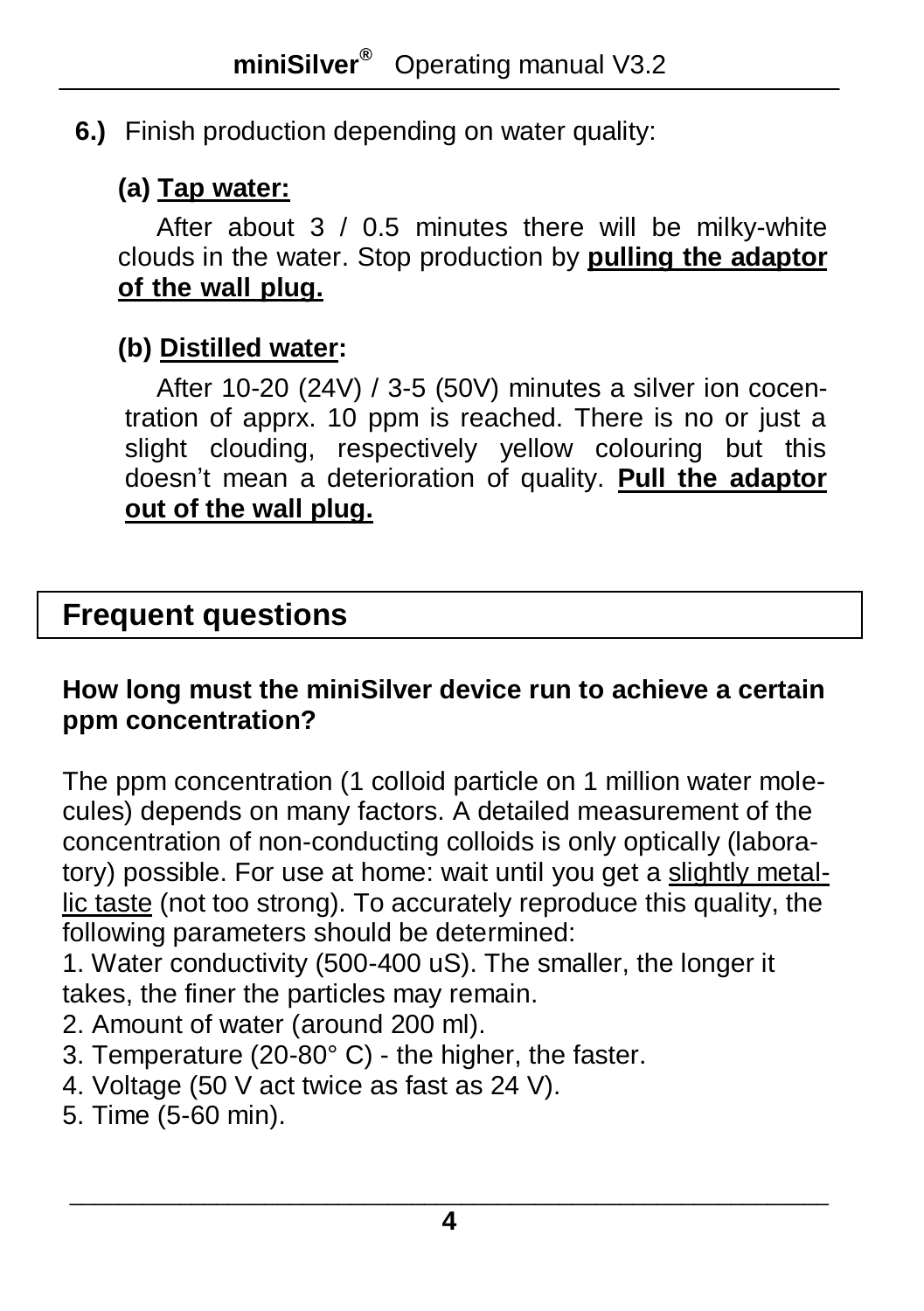**6.)** Finish production depending on water quality:

**(a) <u>Tap water:</u>**

After about 3 / 0.5 minutes there will be milky-white clouds in the water. Stop production by **<u>pulling the adaptor of the wall plug.</u>**

**(b) <u>Distilled water</u>:**

After 10-20 (24V) / 3-5 (50V) minutes a silver ion cocentration of apprx. 10 ppm is reached. There is no or just a slight clouding, respectively yellow colouring but this doesn't mean a deterioration of quality. **<u>Pull the adaptor out of the wall plug.</u>**

## Frequent questions

**How long must the miniSilver device run to achieve a certain ppm concentration?**

The ppm concentration (1 colloid particle on 1 million water molecules) depends on many factors. A detailed measurement of the concentration of non-conducting colloids is only optically (laboratory) possible. For use at home: wait until you get a <u>slightly metallic taste</u> (not too strong). To accurately reproduce this quality, the following parameters should be determined:

1. Water conductivity (500-400 uS). The smaller, the longer it takes, the finer the particles may remain.
2. Amount of water (around 200 ml).
3. Temperature (20-80° C) - the higher, the faster.
4. Voltage (50 V act twice as fast as 24 V).
5. Time (5-60 min).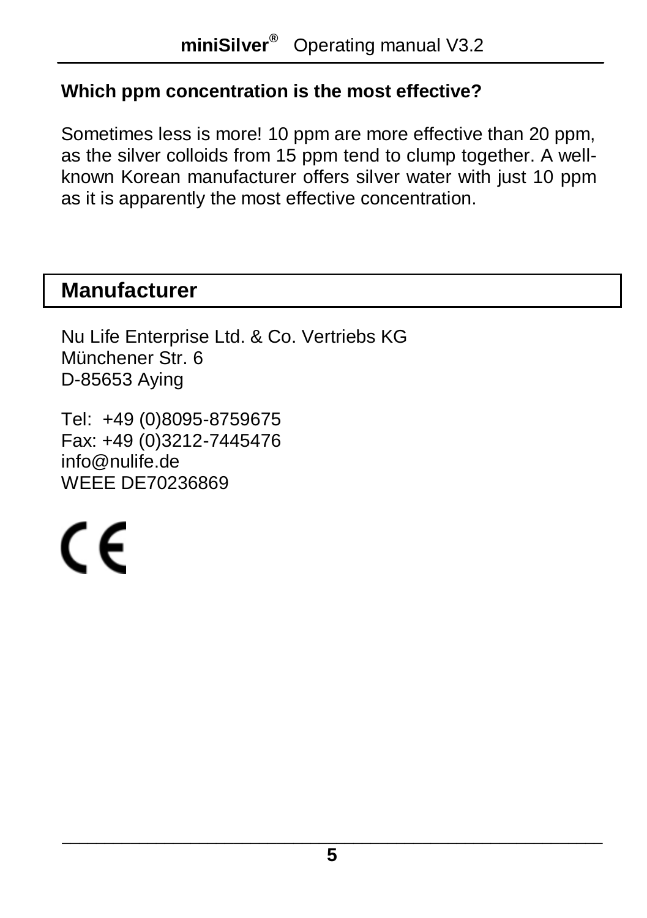### Which ppm concentration is the most effective?

Sometimes less is more! 10 ppm are more effective than 20 ppm, as the silver colloids from 15 ppm tend to clump together. A well-known Korean manufacturer offers silver water with just 10 ppm as it is apparently the most effective concentration.

## Manufacturer

Nu Life Enterprise Ltd. & Co. Vertriebs KG
Münchener Str. 6
D-85653 Aying

Tel: +49 (0)8095-8759675
Fax: +49 (0)3212-7445476
info@nulife.de
WEEE DE70236869

CE